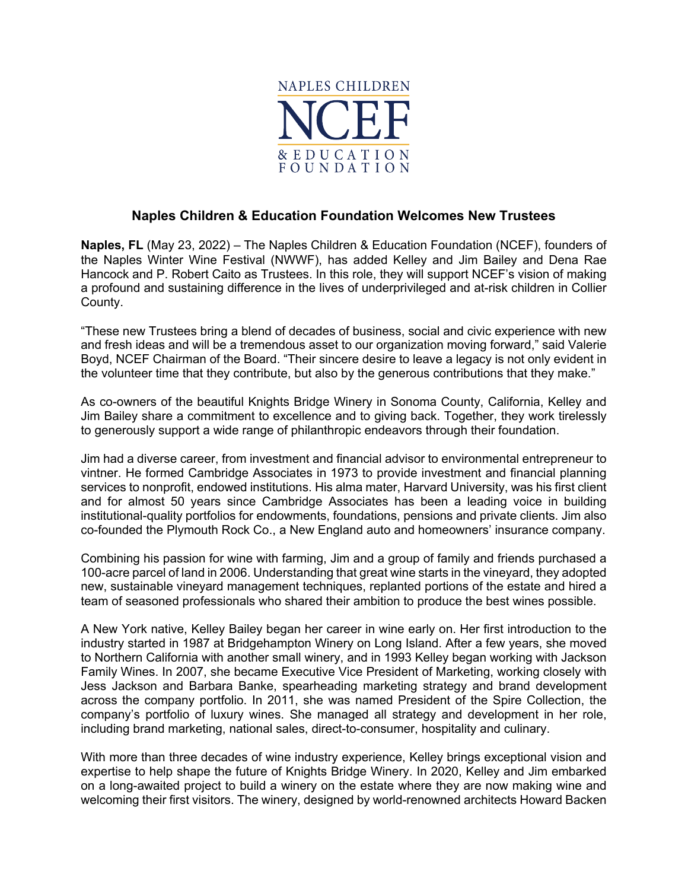NAPLES CHILDREN

NCEF

& EDUCATION
FOUNDATION

# Naples Children & Education Foundation Welcomes New Trustees

**Naples, FL** (May 23, 2022) – The Naples Children & Education Foundation (NCEF), founders of the Naples Winter Wine Festival (NWWF), has added Kelley and Jim Bailey and Dena Rae Hancock and P. Robert Caito as Trustees. In this role, they will support NCEF's vision of making a profound and sustaining difference in the lives of underprivileged and at-risk children in Collier County.

"These new Trustees bring a blend of decades of business, social and civic experience with new and fresh ideas and will be a tremendous asset to our organization moving forward," said Valerie Boyd, NCEF Chairman of the Board. "Their sincere desire to leave a legacy is not only evident in the volunteer time that they contribute, but also by the generous contributions that they make."

As co-owners of the beautiful Knights Bridge Winery in Sonoma County, California, Kelley and Jim Bailey share a commitment to excellence and to giving back. Together, they work tirelessly to generously support a wide range of philanthropic endeavors through their foundation.

Jim had a diverse career, from investment and financial advisor to environmental entrepreneur to vintner. He formed Cambridge Associates in 1973 to provide investment and financial planning services to nonprofit, endowed institutions. His alma mater, Harvard University, was his first client and for almost 50 years since Cambridge Associates has been a leading voice in building institutional-quality portfolios for endowments, foundations, pensions and private clients. Jim also co-founded the Plymouth Rock Co., a New England auto and homeowners' insurance company.

Combining his passion for wine with farming, Jim and a group of family and friends purchased a 100-acre parcel of land in 2006. Understanding that great wine starts in the vineyard, they adopted new, sustainable vineyard management techniques, replanted portions of the estate and hired a team of seasoned professionals who shared their ambition to produce the best wines possible.

A New York native, Kelley Bailey began her career in wine early on. Her first introduction to the industry started in 1987 at Bridgehampton Winery on Long Island. After a few years, she moved to Northern California with another small winery, and in 1993 Kelley began working with Jackson Family Wines. In 2007, she became Executive Vice President of Marketing, working closely with Jess Jackson and Barbara Banke, spearheading marketing strategy and brand development across the company portfolio. In 2011, she was named President of the Spire Collection, the company's portfolio of luxury wines. She managed all strategy and development in her role, including brand marketing, national sales, direct-to-consumer, hospitality and culinary.

With more than three decades of wine industry experience, Kelley brings exceptional vision and expertise to help shape the future of Knights Bridge Winery. In 2020, Kelley and Jim embarked on a long-awaited project to build a winery on the estate where they are now making wine and welcoming their first visitors. The winery, designed by world-renowned architects Howard Backen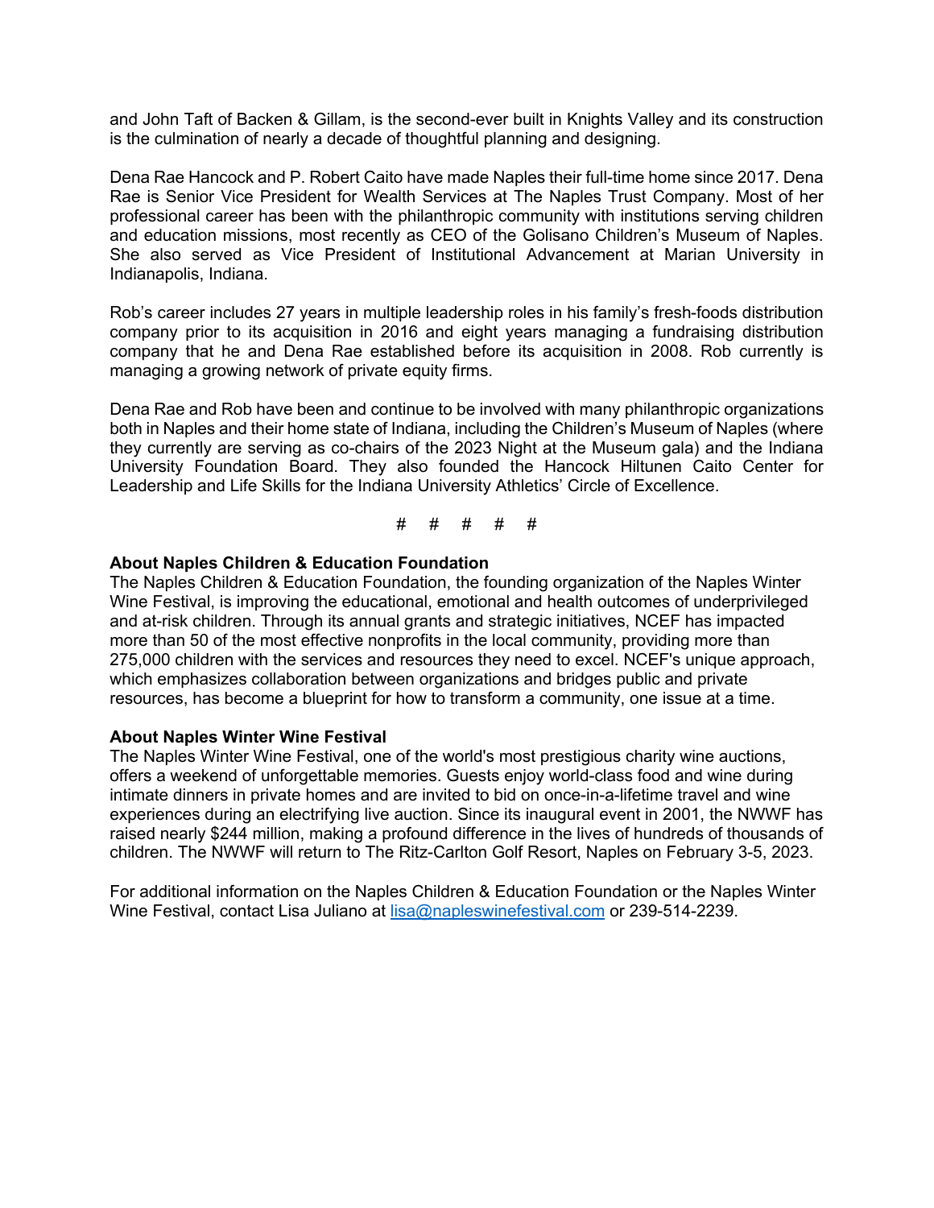and John Taft of Backen & Gillam, is the second-ever built in Knights Valley and its construction is the culmination of nearly a decade of thoughtful planning and designing.

Dena Rae Hancock and P. Robert Caito have made Naples their full-time home since 2017. Dena Rae is Senior Vice President for Wealth Services at The Naples Trust Company. Most of her professional career has been with the philanthropic community with institutions serving children and education missions, most recently as CEO of the Golisano Children's Museum of Naples. She also served as Vice President of Institutional Advancement at Marian University in Indianapolis, Indiana.

Rob's career includes 27 years in multiple leadership roles in his family's fresh-foods distribution company prior to its acquisition in 2016 and eight years managing a fundraising distribution company that he and Dena Rae established before its acquisition in 2008. Rob currently is managing a growing network of private equity firms.

Dena Rae and Rob have been and continue to be involved with many philanthropic organizations both in Naples and their home state of Indiana, including the Children's Museum of Naples (where they currently are serving as co-chairs of the 2023 Night at the Museum gala) and the Indiana University Foundation Board. They also founded the Hancock Hiltunen Caito Center for Leadership and Life Skills for the Indiana University Athletics' Circle of Excellence.

# # # # #

**About Naples Children & Education Foundation**
The Naples Children & Education Foundation, the founding organization of the Naples Winter Wine Festival, is improving the educational, emotional and health outcomes of underprivileged and at-risk children. Through its annual grants and strategic initiatives, NCEF has impacted more than 50 of the most effective nonprofits in the local community, providing more than 275,000 children with the services and resources they need to excel. NCEF's unique approach, which emphasizes collaboration between organizations and bridges public and private resources, has become a blueprint for how to transform a community, one issue at a time.

**About Naples Winter Wine Festival**
The Naples Winter Wine Festival, one of the world's most prestigious charity wine auctions, offers a weekend of unforgettable memories. Guests enjoy world-class food and wine during intimate dinners in private homes and are invited to bid on once-in-a-lifetime travel and wine experiences during an electrifying live auction. Since its inaugural event in 2001, the NWWF has raised nearly $244 million, making a profound difference in the lives of hundreds of thousands of children. The NWWF will return to The Ritz-Carlton Golf Resort, Naples on February 3-5, 2023.

For additional information on the Naples Children & Education Foundation or the Naples Winter Wine Festival, contact Lisa Juliano at lisa@napleswinefestival.com or 239-514-2239.